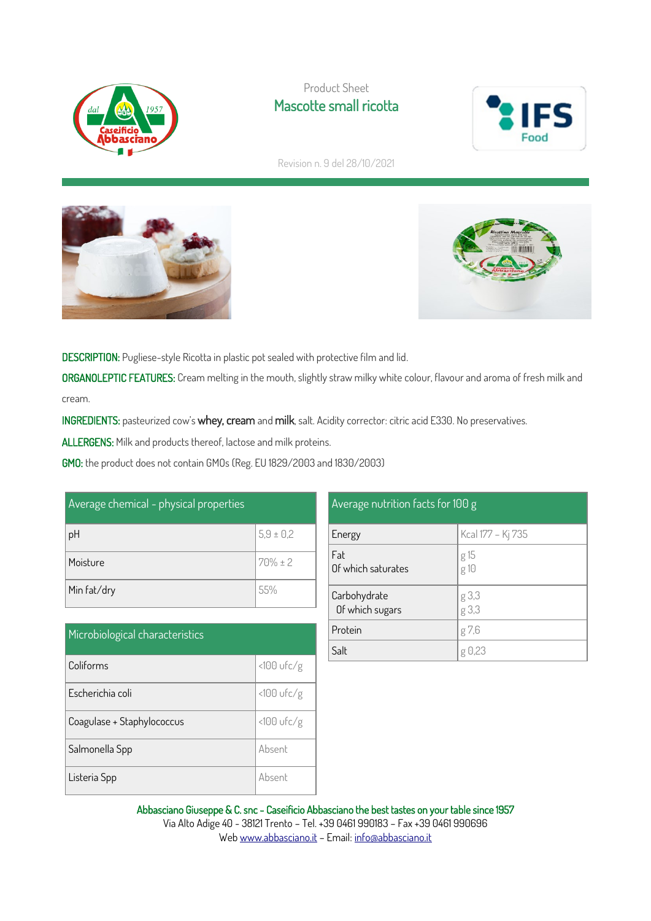Product Sheet

# Mascotte small ricotta

Revision n. 9 del 28/10/2021

**DESCRIPTION:** Pugliese-style Ricotta in plastic pot sealed with protective film and lid.

**ORGANOLEPTIC FEATURES:** Cream melting in the mouth, slightly straw milky white colour, flavour and aroma of fresh milk and cream.

**INGREDIENTS:** pasteurized cow's **whey, cream** and **milk**, salt. Acidity corrector: citric acid E330. No preservatives.

**ALLERGENS:** Milk and products thereof, lactose and milk proteins.

**GMO:** the product does not contain GMOs (Reg. EU 1829/2003 and 1830/2003)

| Average chemical - physical properties | |
|---|---|
| pH | 5,9 ± 0,2 |
| Moisture | 70% ± 2 |
| Min fat/dry | 55% |

| Microbiological characteristics | |
|---|---|
| Coliforms | <100 ufc/g |
| Escherichia coli | <100 ufc/g |
| Coagulase + Staphylococcus | <100 ufc/g |
| Salmonella Spp | Absent |
| Listeria Spp | Absent |

| Average nutrition facts for 100 g | |
|---|---|
| Energy | Kcal 177 – Kj 735 |
| Fat<br>Of which saturates | g 15<br>g 10 |
| Carbohydrate<br>Of which sugars | g 3,3<br>g 3,3 |
| Protein | g 7,6 |
| Salt | g 0,23 |

**Abbasciano Giuseppe & C. snc – Caseificio Abbasciano the best tastes on your table since 1957**
Via Alto Adige 40 - 38121 Trento – Tel. +39 0461 990183 – Fax +39 0461 990696
Web www.abbasciano.it – Email: info@abbasciano.it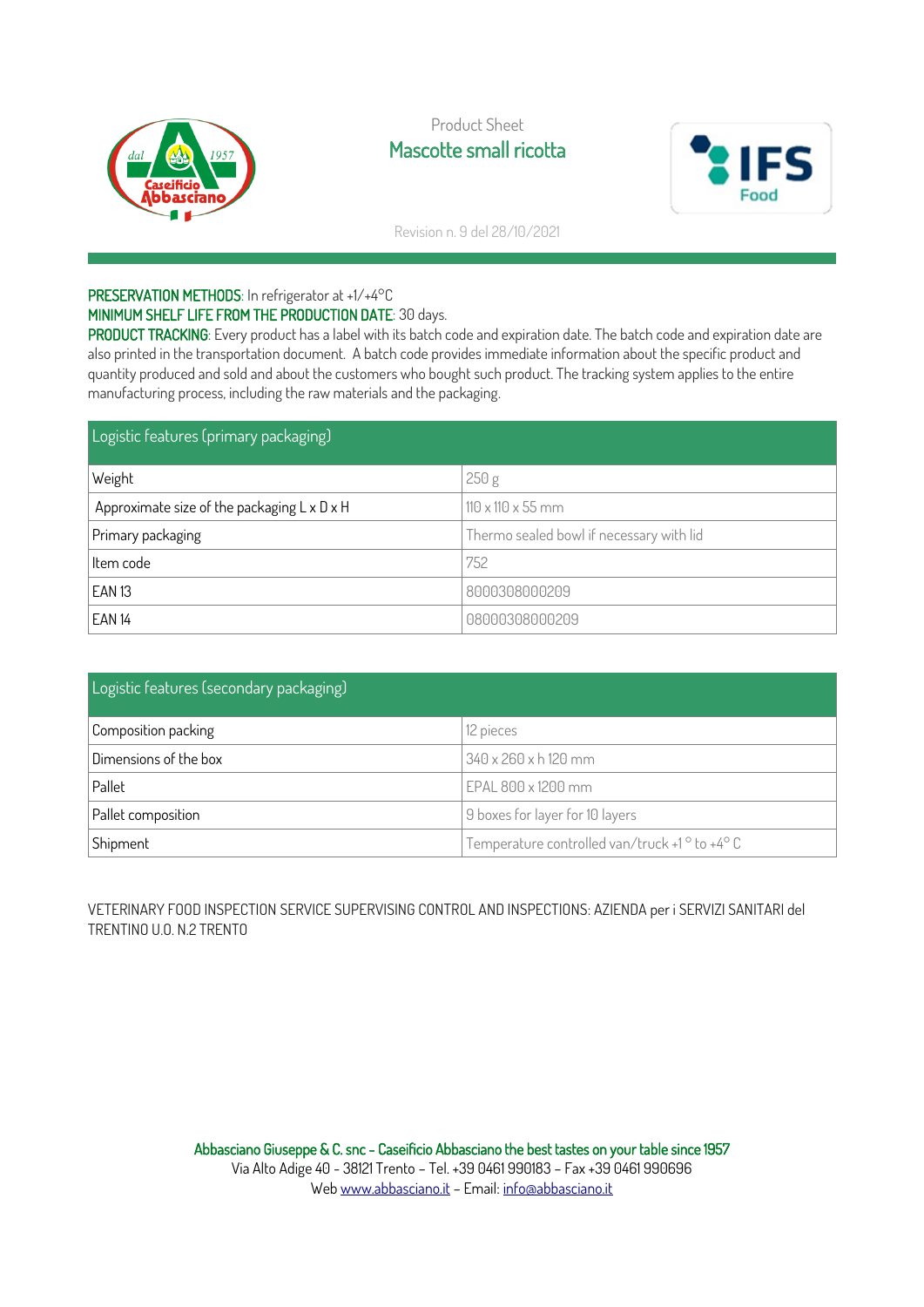Product Sheet

# Mascotte small ricotta

Revision n. 9 del 28/10/2021

**PRESERVATION METHODS**: In refrigerator at +1/+4°C
**MINIMUM SHELF LIFE FROM THE PRODUCTION DATE**: 30 days.
**PRODUCT TRACKING**: Every product has a label with its batch code and expiration date. The batch code and expiration date are also printed in the transportation document. A batch code provides immediate information about the specific product and quantity produced and sold and about the customers who bought such product. The tracking system applies to the entire manufacturing process, including the raw materials and the packaging.

| Logistic features (primary packaging) | |
|---|---|
| Weight | 250 g |
| Approximate size of the packaging L x D x H | 110 x 110 x 55 mm |
| Primary packaging | Thermo sealed bowl if necessary with lid |
| Item code | 752 |
| EAN 13 | 8000308000209 |
| EAN 14 | 08000308000209 |

| Logistic features (secondary packaging) | |
|---|---|
| Composition packing | 12 pieces |
| Dimensions of the box | 340 x 260 x h 120 mm |
| Pallet | EPAL 800 x 1200 mm |
| Pallet composition | 9 boxes for layer for 10 layers |
| Shipment | Temperature controlled van/truck +1 ° to +4° C |

VETERINARY FOOD INSPECTION SERVICE SUPERVISING CONTROL AND INSPECTIONS: AZIENDA per i SERVIZI SANITARI del TRENTINO U.O. N.2 TRENTO

**Abbasciano Giuseppe & C. snc – Caseificio Abbasciano the best tastes on your table since 1957**
Via Alto Adige 40 - 38121 Trento – Tel. +39 0461 990183 – Fax +39 0461 990696
Web www.abbasciano.it – Email: info@abbasciano.it